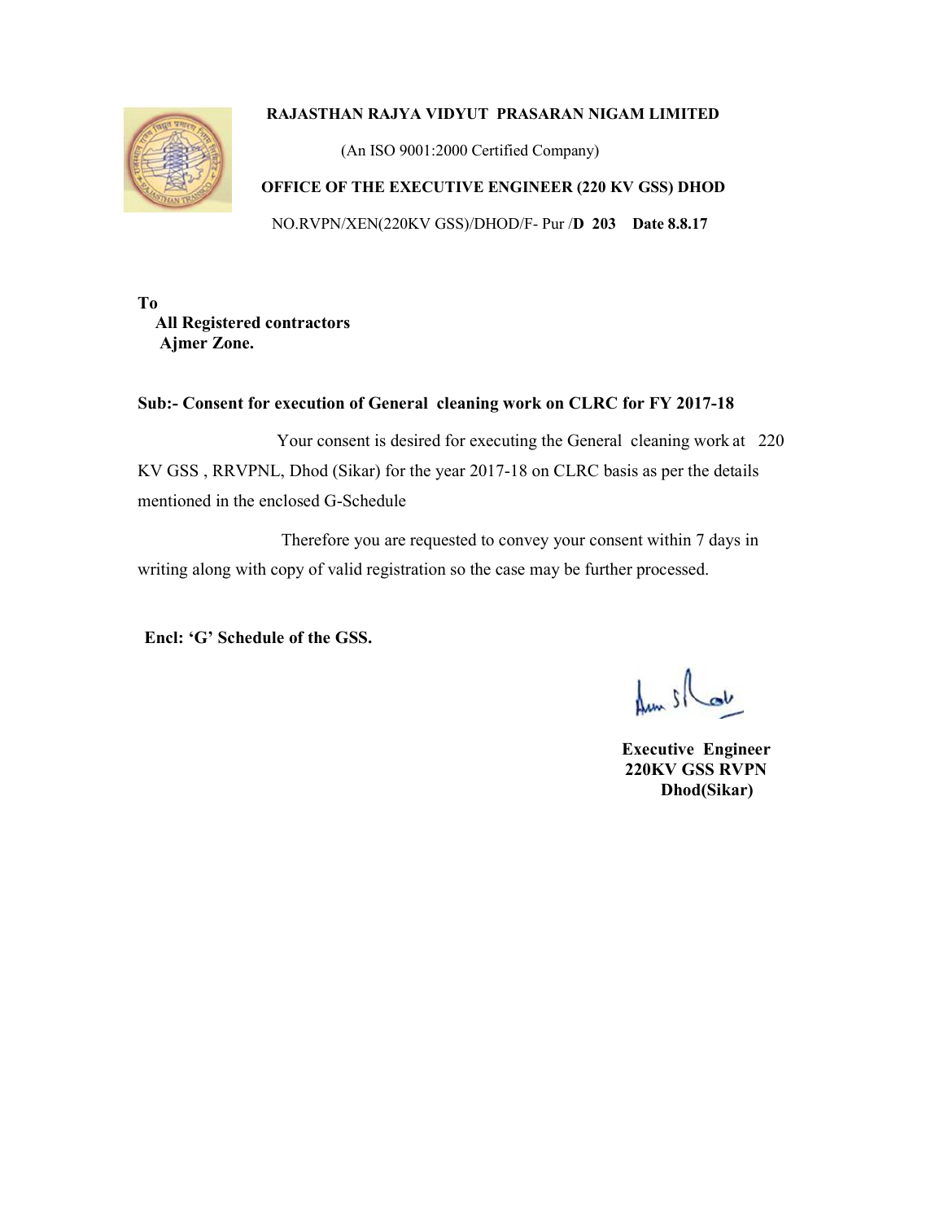**RAJASTHAN RAJYA VIDYUT PRASARAN NIGAM LIMITED**

(An ISO 9001:2000 Certified Company)

**OFFICE OF THE EXECUTIVE ENGINEER (220 KV GSS) DHOD**

NO.RVPN/XEN(220KV GSS)/DHOD/F- Pur /**D 203** **Date 8.8.17**

**To**
**All Registered contractors**
**Ajmer Zone.**

**Sub:- Consent for execution of General cleaning work on CLRC for FY 2017-18**

Your consent is desired for executing the General cleaning work at 220 KV GSS , RRVPNL, Dhod (Sikar) for the year 2017-18 on CLRC basis as per the details mentioned in the enclosed G-Schedule

Therefore you are requested to convey your consent within 7 days in writing along with copy of valid registration so the case may be further processed.

**Encl: 'G' Schedule of the GSS.**

**Executive Engineer**
**220KV GSS RVPN**
**Dhod(Sikar)**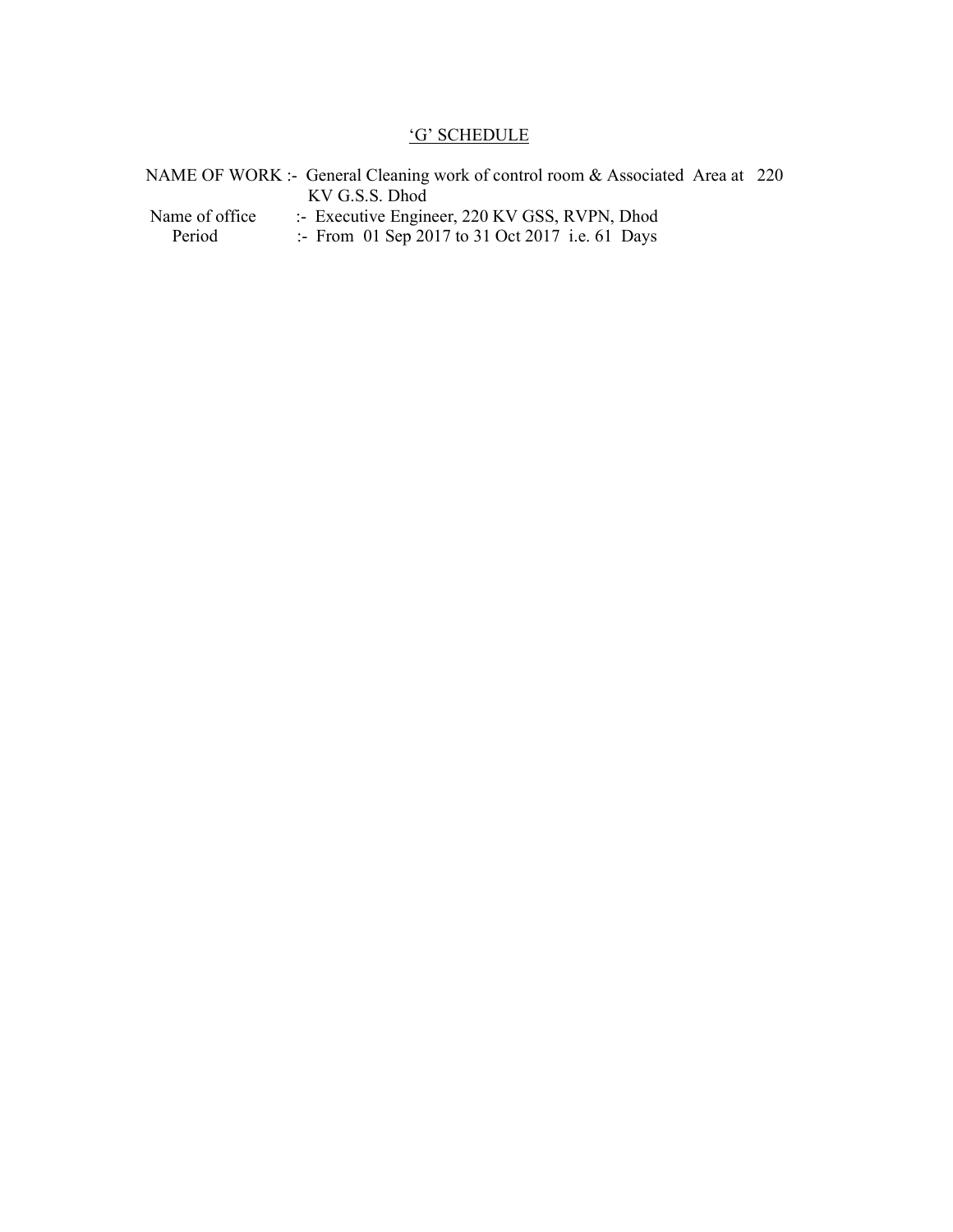## ‘G’ SCHEDULE

NAME OF WORK :- General Cleaning work of control room & Associated Area at 220 KV G.S.S. Dhod

Name of office :- Executive Engineer, 220 KV GSS, RVPN, Dhod

Period :- From 01 Sep 2017 to 31 Oct 2017 i.e. 61 Days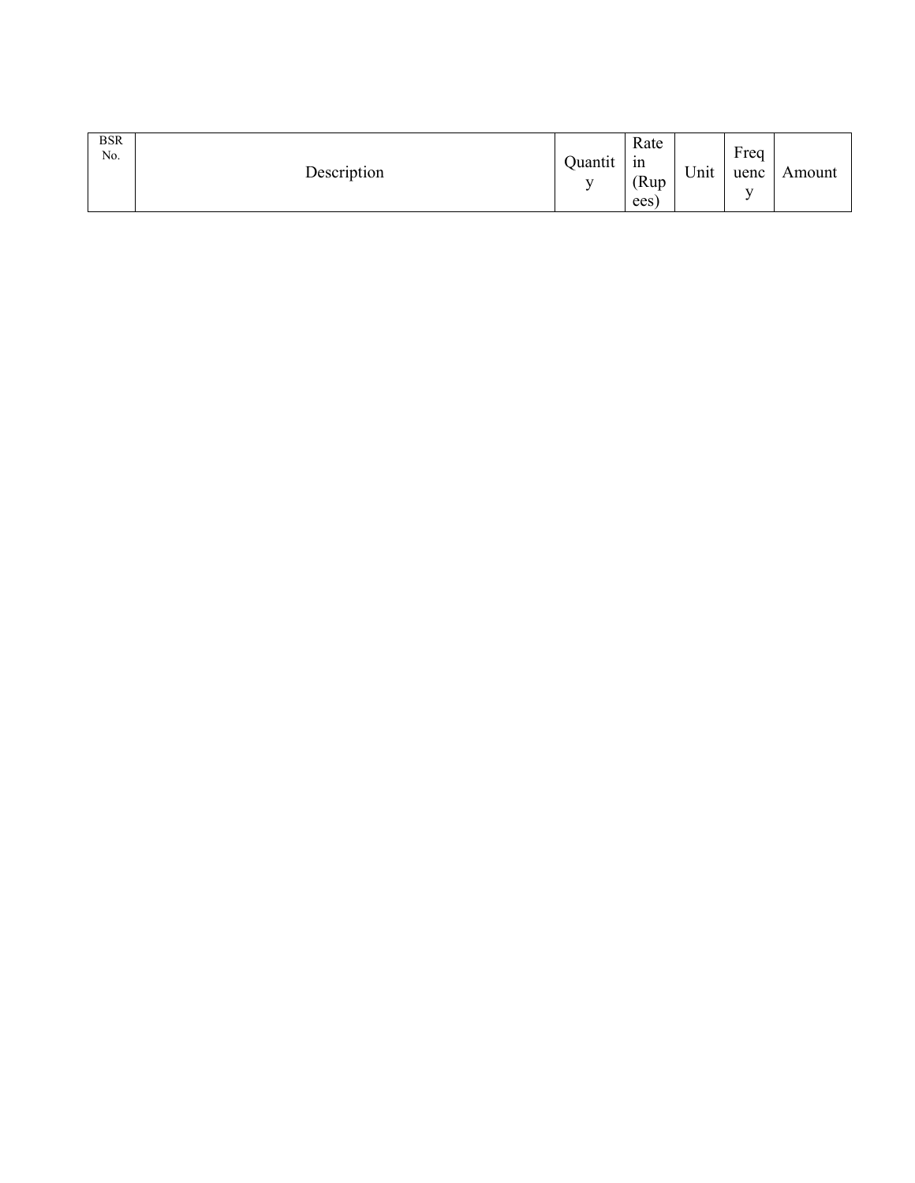| BSR No. | Description | Quantity | Rate in (Rupees) | Unit | Frequency | Amount |
|---|---|---|---|---|---|---|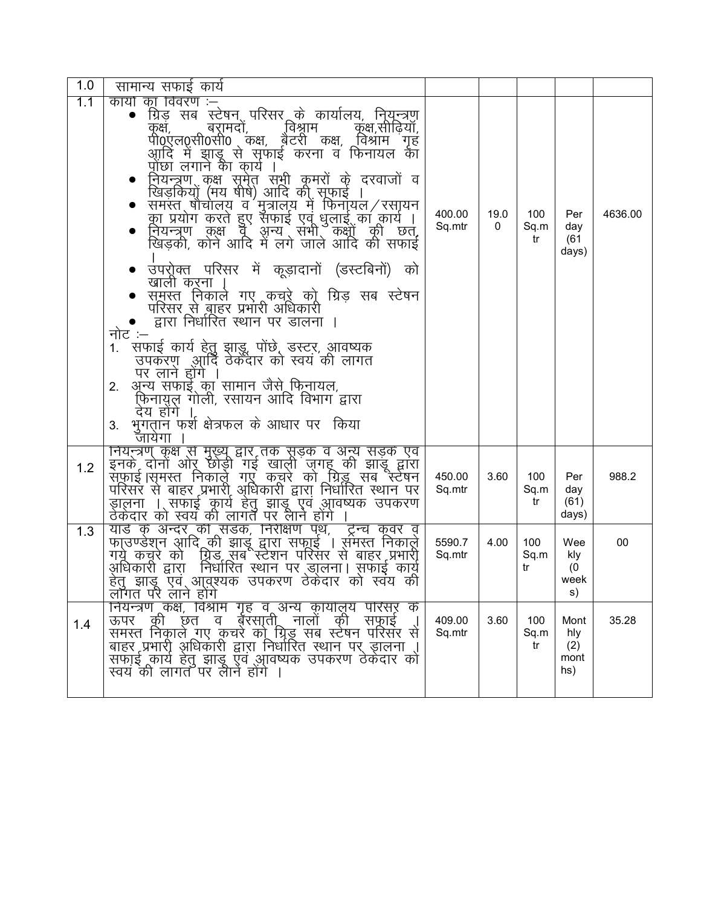| 1.0 | सामान्य सफाई कार्य | | | | | |
|---|---|---|---|---|---|---|
| 1.1 | कार्यो का विवरण :– <br>• ग्रिड सब स्टेषन परिसर के कार्यालय, नियन्त्रण कक्ष, बरामदों, विश्राम कक्ष,सीढ़ियॉ, पी0एल0सी0सी0 कक्ष, बैटरी कक्ष, विश्राम गृह आदि में झाड़ू से सफाई करना व फिनायल का पोंछा लगाने का कार्य । <br>• नियन्त्रण कक्ष समेत सभी कमरों के दरवाजों व खिड़कियों (मय षीषे) आदि की सफाई । <br>• समस्त षौचालय व मुत्रालय में फिनायल/रसायन का प्रयोग करते हुए सफाई एवं धुलाई का कार्य । <br>• नियन्त्रण कक्ष व अन्य सभी कक्षों की छत, खिड़की, कोने आदि में लगे जाले आदि की सफाई । <br>• उपरोक्त परिसर में कूड़ादानों (डस्टबिनों) को खाली करना । <br>• समस्त निकाले गए कचरे को ग्रिड सब स्टेषन परिसर से बाहर प्रभारी अधिकारी <br>• द्वारा निर्धारित स्थान पर डालना । <br>नोट :– <br>1. सफाई कार्य हेतु झाडू, पोंछे, डस्टर, आवष्यक उपकरण आदि ठेकेदार को स्वयं की लागत पर लाने होंगे । <br>2. अन्य सफाई का सामान जैसे फिनायल, फिनायल गोली, रसायन आदि विभाग द्वारा देय होंगे । <br>3. भुगतान फर्श क्षेत्रफल के आधार पर किया जायेगा । | 400.00 Sq.mtr | 19.00 | 100 Sq.mtr | Per day (61 days) | 4636.00 |
| 1.2 | नियन्त्रण कक्ष से मुख्य द्वार तक सड़क व अन्य सड़क एव इनके दोनों ओर छोड़ी गई खाली जगह की झाड़ू द्वारा सफाई।समस्त निकाले गए कचरे को ग्रिड सब स्टेषन परिसर से बाहर प्रभारी अधिकारी द्वारा निर्धारित स्थान पर डालना । सफाई कार्य हेतु झाड़ू एवं आवष्यक उपकरण ठेकेदार को स्वयं की लागत पर लाने होंगे । | 450.00 Sq.mtr | 3.60 | 100 Sq.mtr | Per day (61 days) | 988.2 |
| 1.3 | यार्ड के अन्दर की सड़क, निरीक्षण पथ, ट्रेन्च कवर व फाउण्डेशन आदि की झाड़ू द्वारा सफाई । समस्त निकाले गये कचरे को ग्रिड सब स्टेशन परिसर से बाहर प्रभारी अधिकारी द्वारा निर्धारित स्थान पर डालना। सफाई कार्य हेतु झाड़ू एवं आवष्यक उपकरण ठेकेदार को स्वय की लागत पर लाने होंगे | 5590.7 Sq.mtr | 4.00 | 100 Sq.mtr | Weekly (0 weeks) | 00 |
| 1.4 | नियन्त्रण कक्ष, विश्राम गृह व अन्य कार्यालय परिसर के ऊपर की छत व बरसाती नालों की सफाई । समस्त निकाले गए कचरे को ग्रिड सब स्टेषन परिसर से बाहर प्रभारी अधिकारी द्वारा निर्धारित स्थान पर डालना । सफाई कार्य हेतु झाड़ू एवं आवष्यक उपकरण ठेकेदार को स्वयं की लागत पर लाने होंगे । | 409.00 Sq.mtr | 3.60 | 100 Sq.mtr | Monthly (2) months) | 35.28 |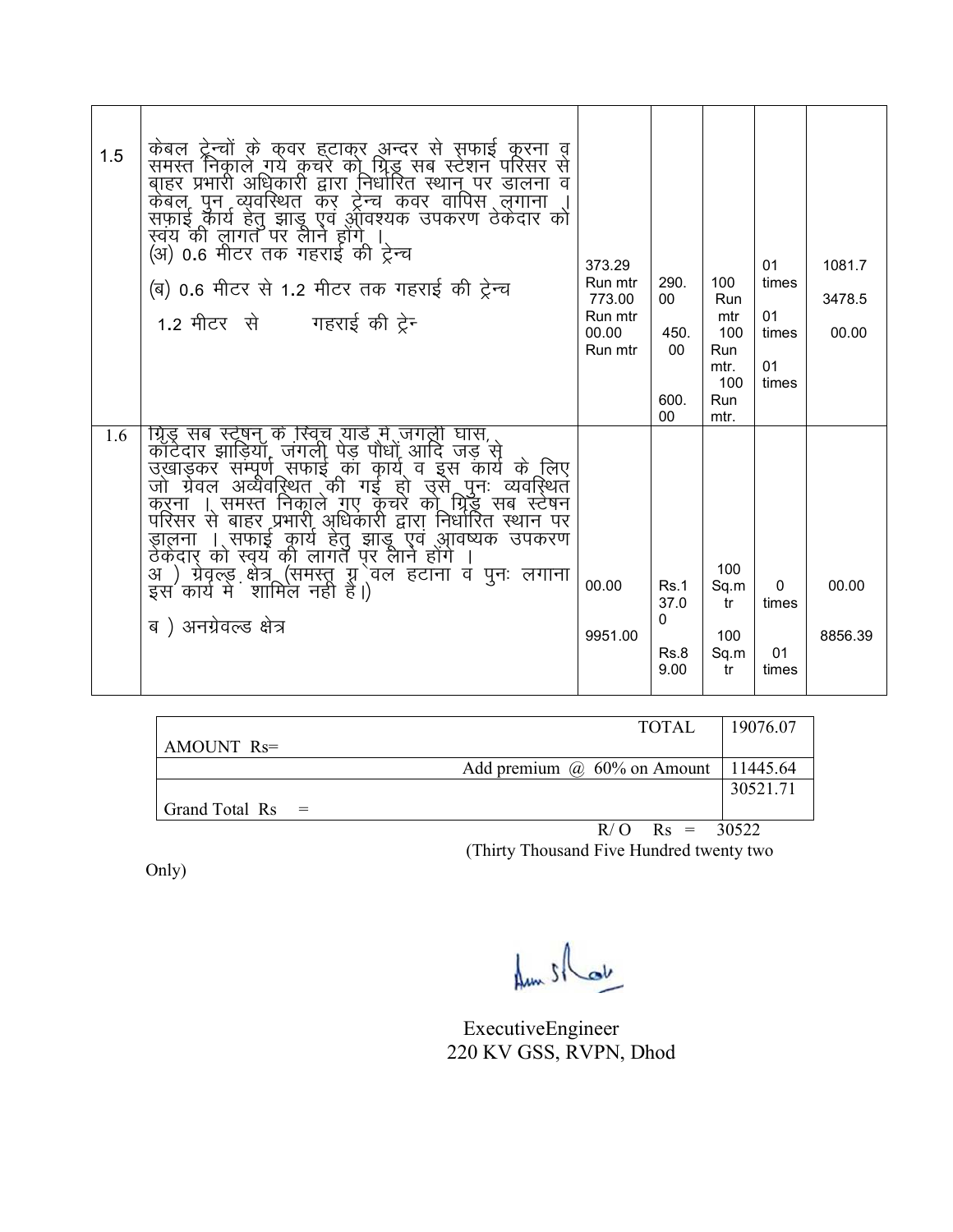| | | | | | | |
|---|---|---|---|---|---|---|
| 1.5 | केबल ट्रेन्चों के कवर हटाकर अन्दर से सफाई करना व समस्त निकाले गये कचरे को ग्रिड सब स्टेशन परिसर से बाहर प्रभारी अधिकारी द्वारा निर्धारित स्थान पर डालना व केबल पुन व्यवस्थित कर ट्रेन्च कवर वापिस लगाना । सफ़ाई कार्य हेतु झाडू एवं आवश्यक उपकरण ठेकेदार को स्वयं की लागत पर लाने होंगे ।<br>(अ) 0.6 मीटर तक गहराई की ट्रेन्च<br>(ब) 0.6 मीटर से 1.2 मीटर तक गहराई की ट्रेन्च<br>1.2 मीटर से गहराई की ट्रेन् | 373.29 Run mtr<br>773.00 Run mtr<br>00.00 Run mtr | 290.00<br>450.00<br>600.00 | 100 Run mtr<br>100 Run mtr.<br>100 Run mtr. | 01 times<br>01 times<br>01 times | 1081.7<br>3478.5<br>00.00 |
| 1.6 | ग्रिड सब स्टेषन के स्विच यार्ड में जंगली घास, काँटेदार झाड़ियां, जंगली पेड़ पौधों आदि जड़ से उखाड़कर सम्पूर्ण सफाई का कार्य व इस कार्य के लिए जो ग्रेवल अव्यवस्थित की गई हो उसे पुनः व्यवस्थित करना । समस्त निकाले गए कचरे को ग्रिड सब स्टेषन परिसर से बाहर प्रभारी अधिकारी द्वारा निर्धारित स्थान पर डालना । सफाई कार्य हेतु झाडू एवं आवष्यक उपकरण ठेकेदार को स्वयं की लागत पर लाने होंगे ।<br>अ ) ग्रेवल्ड क्षेत्र (समस्त ग्रेवल हटाना व पुनः लगाना इस कार्य में शामिल नही है।)<br>ब ) अनग्रेवल्ड क्षेत्र | 00.00<br>9951.00 | Rs.137.00<br>Rs.89.00 | 100 Sq.mtr<br>100 Sq.mtr | 0 times<br>01 times | 00.00<br>8856.39 |

| | |
|---|---|
| AMOUNT Rs= TOTAL | 19076.07 |
| Add premium @ 60% on Amount | 11445.64 |
| Grand Total Rs = | 30521.71 |

R/ O Rs = 30522

(Thirty Thousand Five Hundred twenty two Only)

ExecutiveEngineer
220 KV GSS, RVPN, Dhod